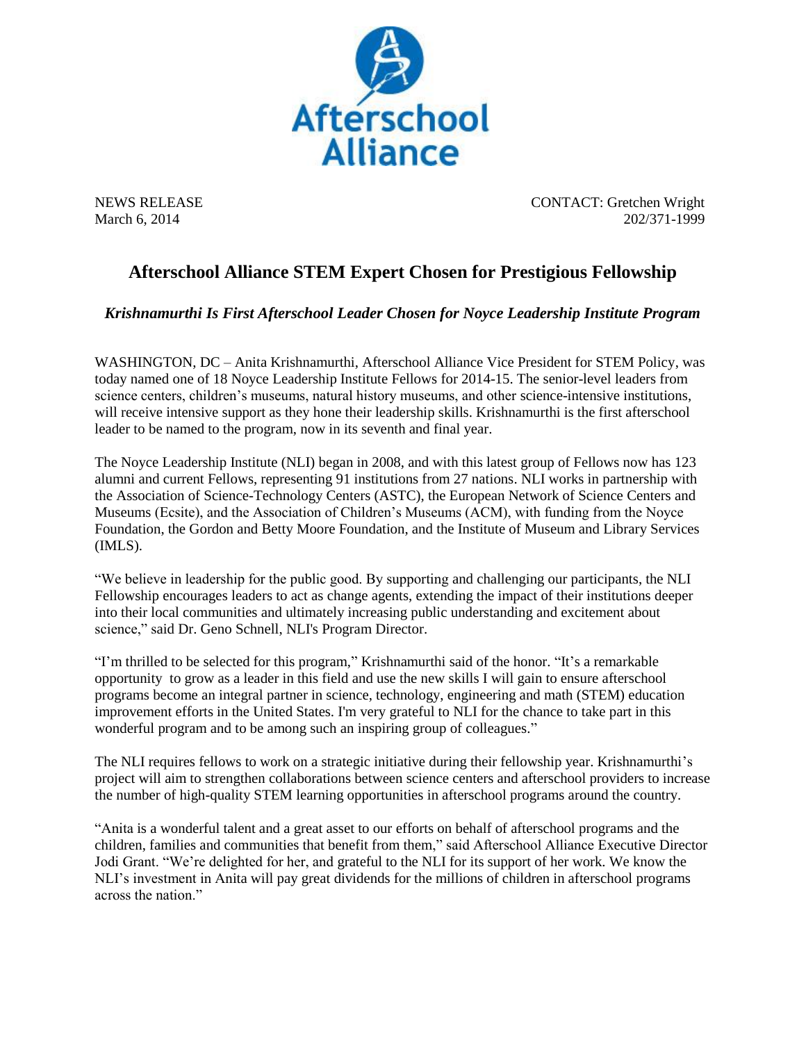Afterschool Alliance

NEWS RELEASE  
March 6, 2014

CONTACT: Gretchen Wright  
202/371-1999

# Afterschool Alliance STEM Expert Chosen for Prestigious Fellowship

***Krishnamurthi Is First Afterschool Leader Chosen for Noyce Leadership Institute Program***

WASHINGTON, DC – Anita Krishnamurthi, Afterschool Alliance Vice President for STEM Policy, was today named one of 18 Noyce Leadership Institute Fellows for 2014-15. The senior-level leaders from science centers, children's museums, natural history museums, and other science-intensive institutions, will receive intensive support as they hone their leadership skills. Krishnamurthi is the first afterschool leader to be named to the program, now in its seventh and final year.

The Noyce Leadership Institute (NLI) began in 2008, and with this latest group of Fellows now has 123 alumni and current Fellows, representing 91 institutions from 27 nations. NLI works in partnership with the Association of Science-Technology Centers (ASTC), the European Network of Science Centers and Museums (Ecsite), and the Association of Children's Museums (ACM), with funding from the Noyce Foundation, the Gordon and Betty Moore Foundation, and the Institute of Museum and Library Services (IMLS).

"We believe in leadership for the public good. By supporting and challenging our participants, the NLI Fellowship encourages leaders to act as change agents, extending the impact of their institutions deeper into their local communities and ultimately increasing public understanding and excitement about science," said Dr. Geno Schnell, NLI's Program Director.

"I'm thrilled to be selected for this program," Krishnamurthi said of the honor. "It's a remarkable opportunity to grow as a leader in this field and use the new skills I will gain to ensure afterschool programs become an integral partner in science, technology, engineering and math (STEM) education improvement efforts in the United States. I'm very grateful to NLI for the chance to take part in this wonderful program and to be among such an inspiring group of colleagues."

The NLI requires fellows to work on a strategic initiative during their fellowship year. Krishnamurthi's project will aim to strengthen collaborations between science centers and afterschool providers to increase the number of high-quality STEM learning opportunities in afterschool programs around the country.

"Anita is a wonderful talent and a great asset to our efforts on behalf of afterschool programs and the children, families and communities that benefit from them," said Afterschool Alliance Executive Director Jodi Grant. "We're delighted for her, and grateful to the NLI for its support of her work. We know the NLI's investment in Anita will pay great dividends for the millions of children in afterschool programs across the nation."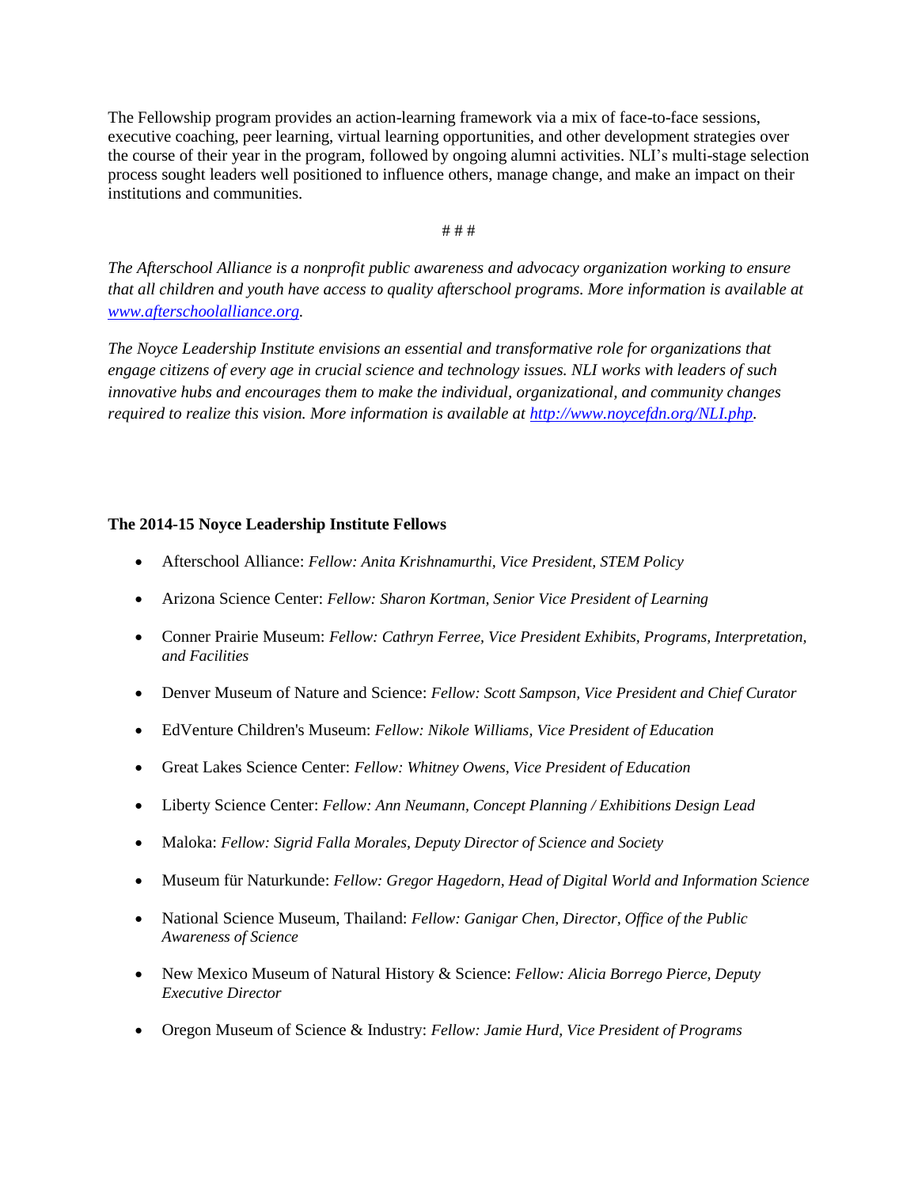The Fellowship program provides an action-learning framework via a mix of face-to-face sessions, executive coaching, peer learning, virtual learning opportunities, and other development strategies over the course of their year in the program, followed by ongoing alumni activities. NLI's multi-stage selection process sought leaders well positioned to influence others, manage change, and make an impact on their institutions and communities.

# # #

*The Afterschool Alliance is a nonprofit public awareness and advocacy organization working to ensure that all children and youth have access to quality afterschool programs. More information is available at [www.afterschoolalliance.org](http://www.afterschoolalliance.org).*

*The Noyce Leadership Institute envisions an essential and transformative role for organizations that engage citizens of every age in crucial science and technology issues. NLI works with leaders of such innovative hubs and encourages them to make the individual, organizational, and community changes required to realize this vision. More information is available at [http://www.noycefdn.org/NLI.php](http://www.noycefdn.org/NLI.php).*

**The 2014-15 Noyce Leadership Institute Fellows**

- Afterschool Alliance: *Fellow: Anita Krishnamurthi, Vice President, STEM Policy*
- Arizona Science Center: *Fellow: Sharon Kortman, Senior Vice President of Learning*
- Conner Prairie Museum: *Fellow: Cathryn Ferree, Vice President Exhibits, Programs, Interpretation, and Facilities*
- Denver Museum of Nature and Science: *Fellow: Scott Sampson, Vice President and Chief Curator*
- EdVenture Children's Museum: *Fellow: Nikole Williams, Vice President of Education*
- Great Lakes Science Center: *Fellow: Whitney Owens, Vice President of Education*
- Liberty Science Center: *Fellow: Ann Neumann, Concept Planning / Exhibitions Design Lead*
- Maloka: *Fellow: Sigrid Falla Morales, Deputy Director of Science and Society*
- Museum für Naturkunde: *Fellow: Gregor Hagedorn, Head of Digital World and Information Science*
- National Science Museum, Thailand: *Fellow: Ganigar Chen, Director, Office of the Public Awareness of Science*
- New Mexico Museum of Natural History & Science: *Fellow: Alicia Borrego Pierce, Deputy Executive Director*
- Oregon Museum of Science & Industry: *Fellow: Jamie Hurd, Vice President of Programs*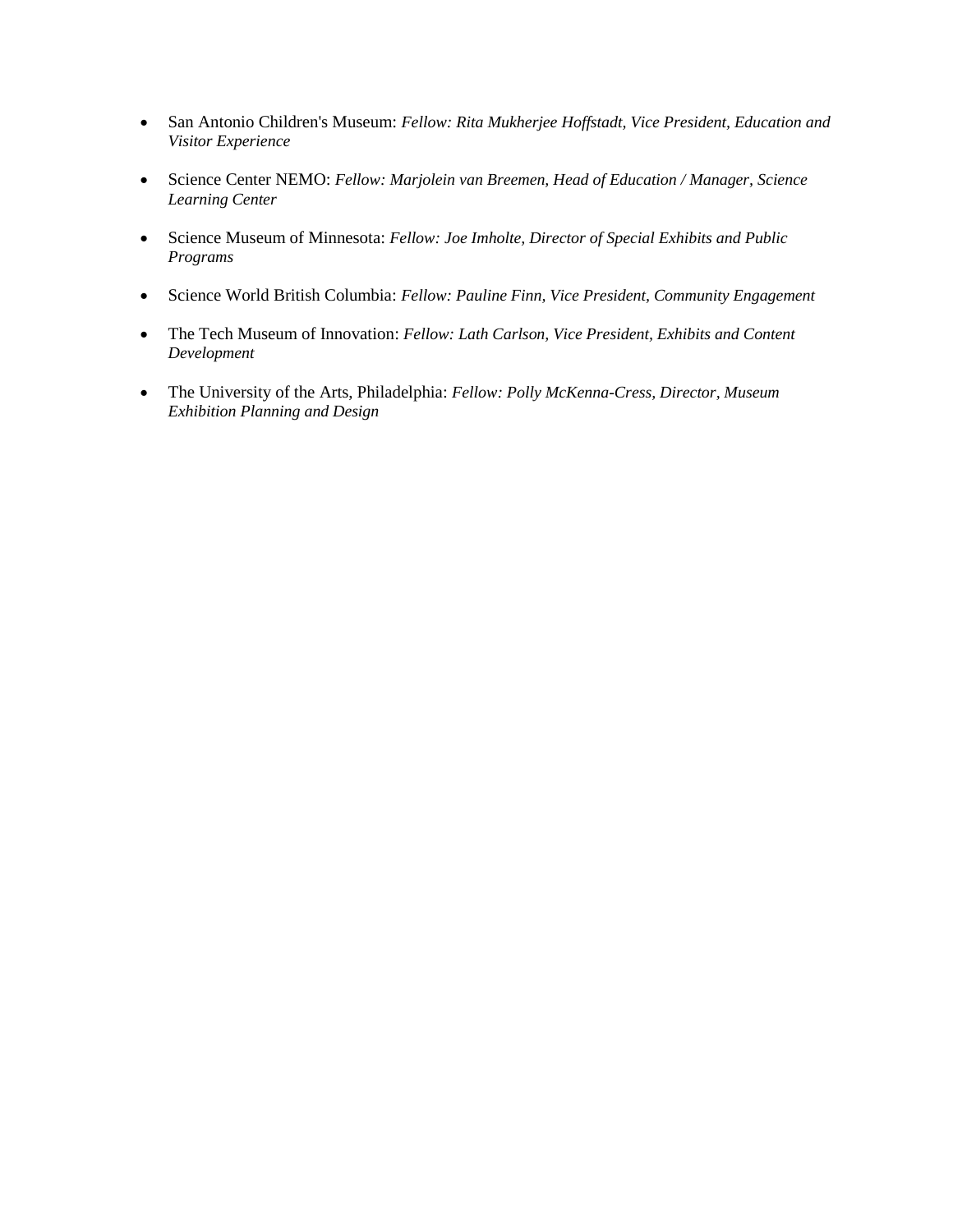- San Antonio Children's Museum: *Fellow: Rita Mukherjee Hoffstadt, Vice President, Education and Visitor Experience*

- Science Center NEMO: *Fellow: Marjolein van Breemen, Head of Education / Manager, Science Learning Center*

- Science Museum of Minnesota: *Fellow: Joe Imholte, Director of Special Exhibits and Public Programs*

- Science World British Columbia: *Fellow: Pauline Finn, Vice President, Community Engagement*

- The Tech Museum of Innovation: *Fellow: Lath Carlson, Vice President, Exhibits and Content Development*

- The University of the Arts, Philadelphia: *Fellow: Polly McKenna-Cress, Director, Museum Exhibition Planning and Design*